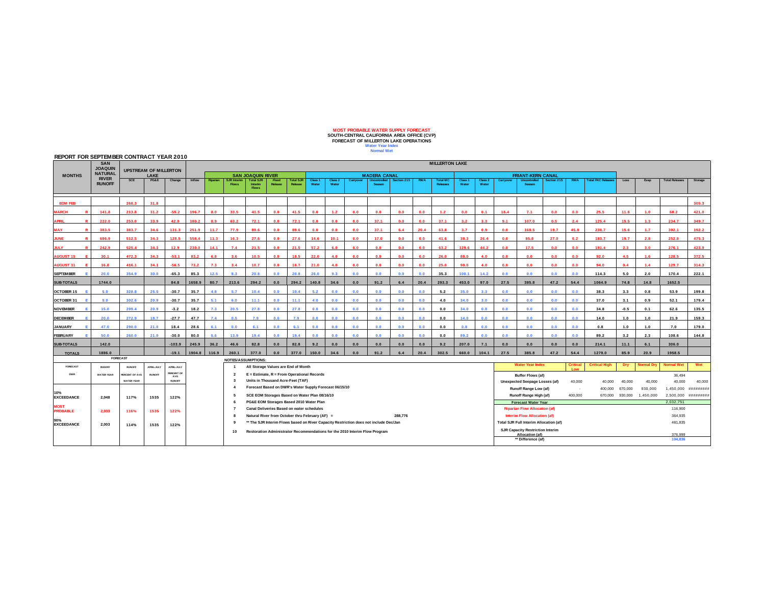**MOST PROBABLE WATER SUPPLY FORECAST**
**SOUTH-CENTRAL CALIFORNIA AREA OFFICE (CVP)**
**FORECAST OF MILLERTON LAKE OPERATIONS**
**Water Year Index**
**Normal Wet**

**REPORT FOR SEPTEMBER CONTRACT YEAR 2010**

| MONTHS | | SAN JOAQUIN NATURAL RIVER RUNOFF | UPSTREAM OF MILLERTON LAKE SCE | PG&E | Change | MILLERTON LAKE Inflow | SAN JOAQUIN RIVER Riparian | SJR Interim Flows | Total SJR Interim Flows | Flood Release | Total SJR Release | MADERA CANAL Class 1 Water | Class 2 Water | Carryover | Uncontrolled Season | Section 215 | RWA | Total MC Releases | FRIANT-KERN CANAL Class 1 Water | Class 2 Water | Carryover | Uncontrolled Season | Section 215 | RWA | Total FKC Releases | Loss | Evap | Total Releases | Storage |
|---|---|---|---|---|---|---|---|---|---|---|---|---|---|---|---|---|---|---|---|---|---|---|---|---|---|---|---|---|---|
| EOM FEB | | | 268.3 | 31.8 | | | | | | | | | | | | | | | | | | | | | | | | | 305.3 |
| MARCH | R | 141.8 | 213.8 | 31.2 | -55.2 | 196.7 | 8.0 | 33.5 | 41.5 | 0.0 | 41.5 | 0.0 | 1.2 | 0.0 | 0.0 | 0.0 | 0.0 | 1.2 | 0.0 | 0.1 | 18.4 | 7.1 | 0.0 | 0.0 | 25.5 | 11.8 | 1.0 | 68.2 | 421.0 |
| APRIL | R | 222.0 | 253.0 | 33.9 | 42.0 | 180.2 | 8.9 | 63.2 | 72.1 | 0.0 | 72.1 | 0.0 | 0.0 | 0.0 | 37.1 | 0.0 | 0.0 | 37.1 | 3.2 | 3.3 | 9.1 | 107.0 | 0.5 | 2.4 | 125.4 | 15.5 | 1.3 | 234.7 | 349.7 |
| MAY | R | 383.5 | 383.7 | 34.6 | 131.3 | 251.9 | 11.7 | 77.9 | 89.6 | 0.0 | 89.6 | 0.0 | 0.0 | 0.0 | 37.1 | 6.4 | 20.4 | 63.8 | 3.7 | 0.9 | 0.0 | 168.5 | 19.7 | 45.8 | 238.7 | 15.6 | 1.7 | 392.1 | 192.2 |
| JUNE | R | 686.9 | 512.5 | 34.3 | 128.5 | 558.4 | 11.3 | 16.3 | 27.6 | 0.0 | 27.6 | 14.6 | 10.1 | 0.0 | 17.0 | 0.0 | 0.0 | 41.6 | 38.3 | 25.4 | 0.0 | 85.8 | 27.0 | 6.2 | 183.7 | 19.7 | 2.8 | 252.8 | 475.3 |
| JULY | R | 242.9 | 525.4 | 34.3 | 12.9 | 230.0 | 14.1 | 7.4 | 21.5 | 0.0 | 21.5 | 57.2 | 6.0 | 0.0 | 0.0 | 0.0 | 0.0 | 63.2 | 129.6 | 44.2 | 0.0 | 17.5 | 0.0 | 0.0 | 191.4 | 2.3 | 3.0 | 276.1 | 423.9 |
| AUGUST 15 | E | 30.1 | 472.3 | 34.3 | -53.1 | 83.2 | 6.8 | 3.6 | 10.5 | 0.0 | 10.5 | 22.0 | 4.0 | 0.0 | 0.0 | 0.0 | 0.0 | 26.0 | 88.0 | 4.0 | 0.0 | 0.0 | 0.0 | 0.0 | 92.0 | 4.5 | 1.6 | 128.5 | 372.5 |
| AUGUST 31 | E | 16.8 | 416.1 | 34.1 | -56.5 | 73.2 | 7.3 | 3.4 | 10.7 | 0.0 | 10.7 | 21.0 | 4.0 | 0.0 | 0.0 | 0.0 | 0.0 | 25.0 | 90.0 | 4.0 | 0.0 | 0.0 | 0.0 | 0.0 | 94.0 | 0.4 | 1.4 | 129.7 | 314.3 |
| SEPTEMBER | E | 20.0 | 354.9 | 30.0 | -65.3 | 85.3 | 12.5 | 8.3 | 20.8 | 0.0 | 20.8 | 26.0 | 9.3 | 0.0 | 0.0 | 0.0 | 0.0 | 35.3 | 100.1 | 14.2 | 0.0 | 0.0 | 0.0 | 0.0 | 114.3 | 5.0 | 2.0 | 170.4 | 222.1 |
| SUB-TOTALS | | 1744.0 | | | 84.8 | 1658.9 | 80.7 | 213.6 | 294.2 | 0.0 | 294.2 | 140.8 | 34.6 | 0.0 | 91.2 | 6.4 | 20.4 | 293.3 | 453.0 | 97.0 | 27.5 | 385.8 | 47.2 | 54.4 | 1064.9 | 74.8 | 14.8 | 1652.5 | |
| OCTOBER 15 | E | 5.0 | 328.8 | 25.5 | -30.7 | 35.7 | 4.8 | 5.7 | 10.4 | 0.0 | 10.4 | 5.2 | 0.0 | 0.0 | 0.0 | 0.0 | 0.0 | 5.2 | 35.0 | 3.3 | 0.0 | 0.0 | 0.0 | 0.0 | 38.3 | 3.3 | 0.8 | 53.9 | 199.8 |
| OCTOBER 31 | E | 5.0 | 302.6 | 20.9 | -30.7 | 35.7 | 5.1 | 6.0 | 11.1 | 0.0 | 11.1 | 4.0 | 0.0 | 0.0 | 0.0 | 0.0 | 0.0 | 4.0 | 34.0 | 3.0 | 0.0 | 0.0 | 0.0 | 0.0 | 37.0 | 3.1 | 0.9 | 52.1 | 179.4 |
| NOVEMBER | E | 15.0 | 299.4 | 20.9 | -3.2 | 18.2 | 7.3 | 20.5 | 27.8 | 0.0 | 27.8 | 0.0 | 0.0 | 0.0 | 0.0 | 0.0 | 0.0 | 0.0 | 34.0 | 0.8 | 0.0 | 0.0 | 0.0 | 0.0 | 34.8 | -0.5 | 0.1 | 62.6 | 135.5 |
| DECEMBER | E | 20.0 | 272.9 | 19.7 | -27.7 | 47.7 | 7.4 | 0.5 | 7.9 | 0.0 | 7.9 | 0.0 | 0.0 | 0.0 | 0.0 | 0.0 | 0.0 | 0.0 | 14.0 | 0.0 | 0.0 | 0.0 | 0.0 | 0.0 | 14.0 | 1.0 | 1.0 | 21.9 | 159.3 |
| JANUARY | E | 47.0 | 290.0 | 21.0 | 18.4 | 28.6 | 6.1 | 0.0 | 6.1 | 0.0 | 6.1 | 0.0 | 0.0 | 0.0 | 0.0 | 0.0 | 0.0 | 0.0 | 0.8 | 0.0 | 0.0 | 0.0 | 0.0 | 0.0 | 0.8 | 1.0 | 1.0 | 7.0 | 179.0 |
| FEBRUARY | E | 50.0 | 260.0 | 21.0 | -30.0 | 80.0 | 5.6 | 13.9 | 19.4 | 0.0 | 19.4 | 0.0 | 0.0 | 0.0 | 0.0 | 0.0 | 0.0 | 0.0 | 89.2 | 0.0 | 0.0 | 0.0 | 0.0 | 0.0 | 89.2 | 3.2 | 2.3 | 108.6 | 144.8 |
| SUB-TOTALS | | 142.0 | | | -103.9 | 245.9 | 36.2 | 46.6 | 82.8 | 0.0 | 82.8 | 9.2 | 0.0 | 0.0 | 0.0 | 0.0 | 0.0 | 9.2 | 207.0 | 7.1 | 0.0 | 0.0 | 0.0 | 0.0 | 214.1 | 11.1 | 6.1 | 306.0 | |
| TOTALS | | 1886.0 | | | -19.1 | 1904.8 | 116.9 | 260.1 | 377.0 | 0.0 | 377.0 | 150.0 | 34.6 | 0.0 | 91.2 | 6.4 | 20.4 | 302.5 | 660.0 | 104.1 | 27.5 | 385.8 | 47.2 | 54.4 | 1279.0 | 85.9 | 20.9 | 1958.5 | |

| FORECAST DWR | RUNOFF WATER YEAR | RUNOFF PERCENT OF AVG WATER YEAR | APRIL-JULY RUNOFF | APRIL-JULY PERCENT OF AVG RUNOFF |
|---|---|---|---|---|
| 10% EXCEEDANCE | 2,048 | 117% | 1535 | 122% |
| MOST PROBABLE | 2,033 | 116% | 1535 | 122% |
| 90% EXCEEDANCE | 2,003 | 114% | 1535 | 122% |

**NOTES/ASSUMPTIONS:**

1. All Storage Values are End of Month
2. E = Estimate, R = From Operational Records
3. Units in Thousand Acre-Feet (TAF)
4. Forecast Based on DWR's Water Supply Forecast 06/15/10
5. SCE EOM Storages Based on Water Plan 08/16/10
6. PG&E EOM Storages Based 2010 Water Plan
7. Canal Deliveries Based on water schedules
8. Natural River from October thru February (AF) = 288,776
9. ** The SJR Interim Flows based on River Capacity Restriction does not include Dec/Jan
10. Restoration Administrator Recommendations for the 2010 Interim Flow Program

| Water Year Index | Critical Low | Critical High | Dry | Normal Dry | Normal Wet | Wet |
|---|---|---|---|---|---|---|
| Buffer Flows (af) | | | | | 36,494 | |
| Unexpected Seepage Losses (af) | 40,000 | 40,000 | 40,000 | 40,000 | 40,000 | 40,000 |
| Runoff Range Low (af) | - | 400,000 | 670,000 | 930,000 | 1,450,000 | ######### |
| Runoff Range High (af) | 400,000 | 670,000 | 930,000 | 1,450,000 | 2,500,000 | ######### |
| Forecast Water Year | | | | | 2,032,751 | |
| Riparian Flow Allocation (af) | | | | | 116,900 | |
| Interim Flow Allocation (af) | | | | | 364,935 | |
| Total SJR Full Interim Allocation (af) | | | | | 481,835 | |
| SJR Capacity Restriction Interim Allocation (af) | | | | | 376,999 | |
| ** Difference (af) | | | | | 104,836 | |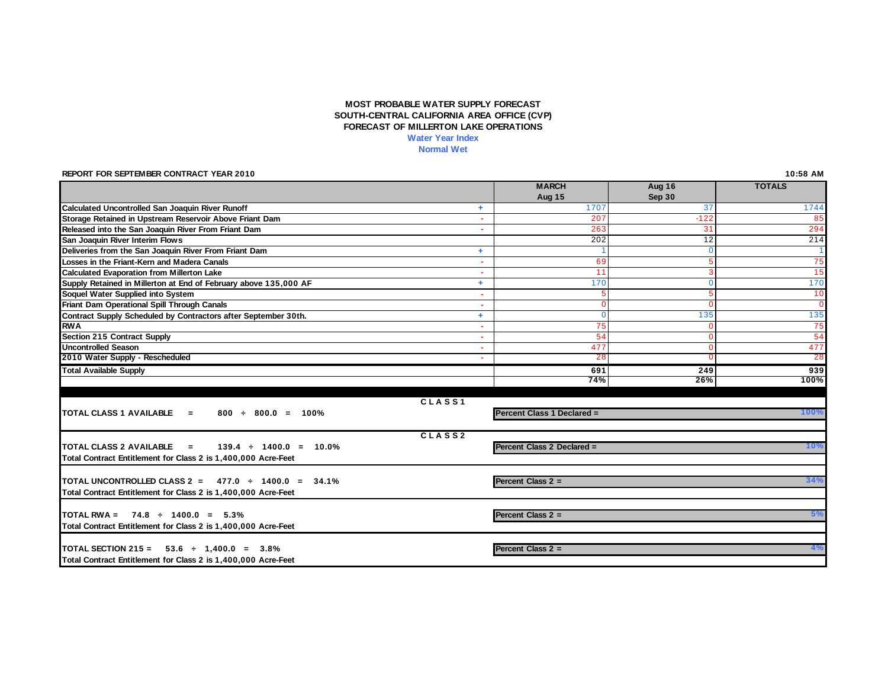**MOST PROBABLE WATER SUPPLY FORECAST**
**SOUTH-CENTRAL CALIFORNIA AREA OFFICE (CVP)**
**FORECAST OF MILLERTON LAKE OPERATIONS**
**Water Year Index**
**Normal Wet**

**REPORT FOR SEPTEMBER CONTRACT YEAR 2010** 10:58 AM

| | | MARCH Aug 15 | Aug 16 Sep 30 | TOTALS |
|---|---|---|---|---|
| Calculated Uncontrolled San Joaquin River Runoff | + | 1707 | 37 | 1744 |
| Storage Retained in Upstream Reservoir Above Friant Dam | - | 207 | -122 | 85 |
| Released into the San Joaquin River From Friant Dam | - | 263 | 31 | 294 |
| San Joaquin River Interim Flows | | 202 | 12 | 214 |
| Deliveries from the San Joaquin River From Friant Dam | + | 1 | 0 | 1 |
| Losses in the Friant-Kern and Madera Canals | - | 69 | 5 | 75 |
| Calculated Evaporation from Millerton Lake | - | 11 | 3 | 15 |
| Supply Retained in Millerton at End of February above 135,000 AF | + | 170 | 0 | 170 |
| Soquel Water Supplied into System | - | 5 | 5 | 10 |
| Friant Dam Operational Spill Through Canals | - | 0 | 0 | 0 |
| Contract Supply Scheduled by Contractors after September 30th. | + | 0 | 135 | 135 |
| RWA | - | 75 | 0 | 75 |
| Section 215 Contract Supply | - | 54 | 0 | 54 |
| Uncontrolled Season | - | 477 | 0 | 477 |
| 2010 Water Supply - Rescheduled | - | 28 | 0 | 28 |
| Total Available Supply | | 691 | 249 | 939 |
| | | 74% | 26% | 100% |

**CLASS 1**

| | |
|---|---|
| TOTAL CLASS 1 AVAILABLE = 800 ÷ 800.0 = 100% | Percent Class 1 Declared = 100% |

**CLASS 2**

| | |
|---|---|
| TOTAL CLASS 2 AVAILABLE = 139.4 ÷ 1400.0 = 10.0% | Percent Class 2 Declared = 10% |
| Total Contract Entitlement for Class 2 is 1,400,000 Acre-Feet | |
| TOTAL UNCONTROLLED CLASS 2 = 477.0 ÷ 1400.0 = 34.1% | Percent Class 2 = 34% |
| Total Contract Entitlement for Class 2 is 1,400,000 Acre-Feet | |
| TOTAL RWA = 74.8 ÷ 1400.0 = 5.3% | Percent Class 2 = 5% |
| Total Contract Entitlement for Class 2 is 1,400,000 Acre-Feet | |
| TOTAL SECTION 215 = 53.6 ÷ 1,400.0 = 3.8% | Percent Class 2 = 4% |
| Total Contract Entitlement for Class 2 is 1,400,000 Acre-Feet | |